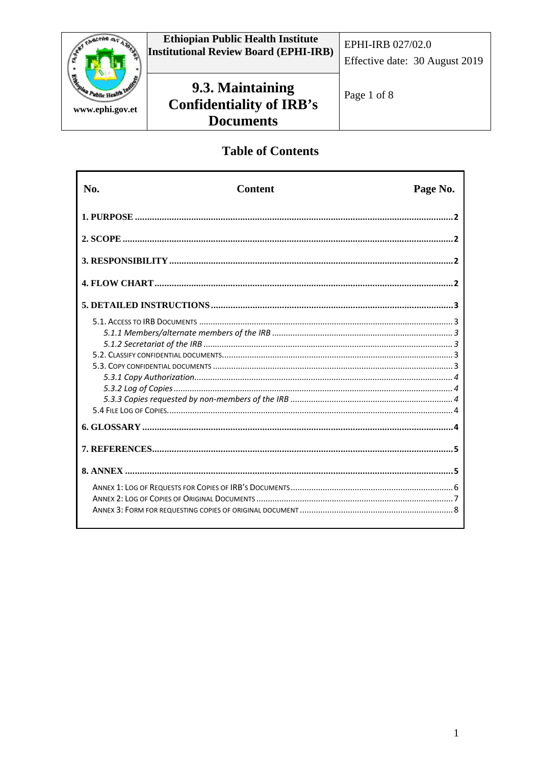| | Ethiopian Public Health Institute Institutional Review Board (EPHI-IRB) | EPHI-IRB 027/02.0 Effective date: 30 August 2019 |
|---|---|---|
| www.ephi.gov.et | 9.3. Maintaining Confidentiality of IRB's Documents | Page 1 of 8 |

# Table of Contents

| No. | Content | Page No. |
|---|---|---|
| **1. PURPOSE** | | **2** |
| **2. SCOPE** | | **2** |
| **3. RESPONSIBILITY** | | **2** |
| **4. FLOW CHART** | | **2** |
| **5. DETAILED INSTRUCTIONS** | | **3** |
| 5.1. Access to IRB Documents | | 3 |
| *5.1.1 Members/alternate members of the IRB* | | *3* |
| *5.1.2 Secretariat of the IRB* | | *3* |
| 5.2. Classify confidential documents | | 3 |
| 5.3. Copy confidential documents | | 3 |
| *5.3.1 Copy Authorization* | | *4* |
| *5.3.2 Log of Copies* | | *4* |
| *5.3.3 Copies requested by non-members of the IRB* | | *4* |
| 5.4 File Log of Copies | | 4 |
| **6. GLOSSARY** | | **4** |
| **7. REFERENCES** | | **5** |
| **8. ANNEX** | | **5** |
| Annex 1: Log of Requests for Copies of IRB's Documents | | 6 |
| Annex 2: Log of Copies of Original Documents | | 7 |
| Annex 3: Form for requesting copies of original document | | 8 |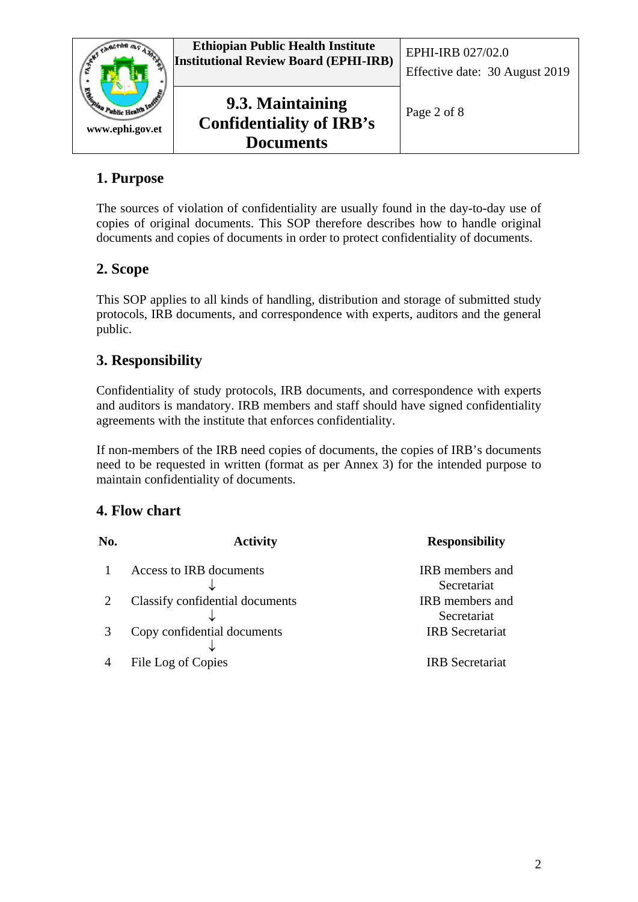## 1. Purpose

The sources of violation of confidentiality are usually found in the day-to-day use of copies of original documents. This SOP therefore describes how to handle original documents and copies of documents in order to protect confidentiality of documents.

## 2. Scope

This SOP applies to all kinds of handling, distribution and storage of submitted study protocols, IRB documents, and correspondence with experts, auditors and the general public.

## 3. Responsibility

Confidentiality of study protocols, IRB documents, and correspondence with experts and auditors is mandatory. IRB members and staff should have signed confidentiality agreements with the institute that enforces confidentiality.

If non-members of the IRB need copies of documents, the copies of IRB's documents need to be requested in written (format as per Annex 3) for the intended purpose to maintain confidentiality of documents.

## 4. Flow chart

| No. | Activity | Responsibility |
|---|---|---|
| 1 | Access to IRB documents ↓ | IRB members and Secretariat |
| 2 | Classify confidential documents ↓ | IRB members and Secretariat |
| 3 | Copy confidential documents ↓ | IRB Secretariat |
| 4 | File Log of Copies | IRB Secretariat |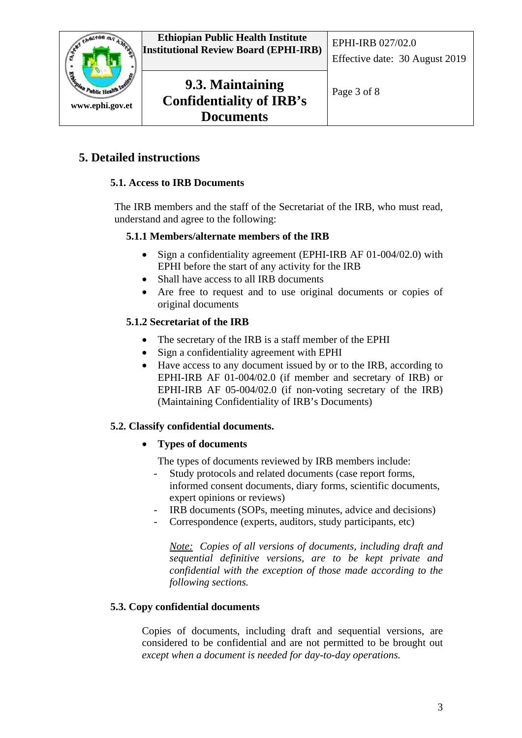## 5. Detailed instructions

### 5.1. Access to IRB Documents

The IRB members and the staff of the Secretariat of the IRB, who must read, understand and agree to the following:

#### 5.1.1 Members/alternate members of the IRB

- Sign a confidentiality agreement (EPHI-IRB AF 01-004/02.0) with EPHI before the start of any activity for the IRB
- Shall have access to all IRB documents
- Are free to request and to use original documents or copies of original documents

#### 5.1.2 Secretariat of the IRB

- The secretary of the IRB is a staff member of the EPHI
- Sign a confidentiality agreement with EPHI
- Have access to any document issued by or to the IRB, according to EPHI-IRB AF 01-004/02.0 (if member and secretary of IRB) or EPHI-IRB AF 05-004/02.0 (if non-voting secretary of the IRB) (Maintaining Confidentiality of IRB's Documents)

### 5.2. Classify confidential documents.

- **Types of documents**

  The types of documents reviewed by IRB members include:
  - Study protocols and related documents (case report forms, informed consent documents, diary forms, scientific documents, expert opinions or reviews)
  - IRB documents (SOPs, meeting minutes, advice and decisions)
  - Correspondence (experts, auditors, study participants, etc)

  *Note: Copies of all versions of documents, including draft and sequential definitive versions, are to be kept private and confidential with the exception of those made according to the following sections.*

### 5.3. Copy confidential documents

Copies of documents, including draft and sequential versions, are considered to be confidential and are not permitted to be brought out *except when a document is needed for day-to-day operations.*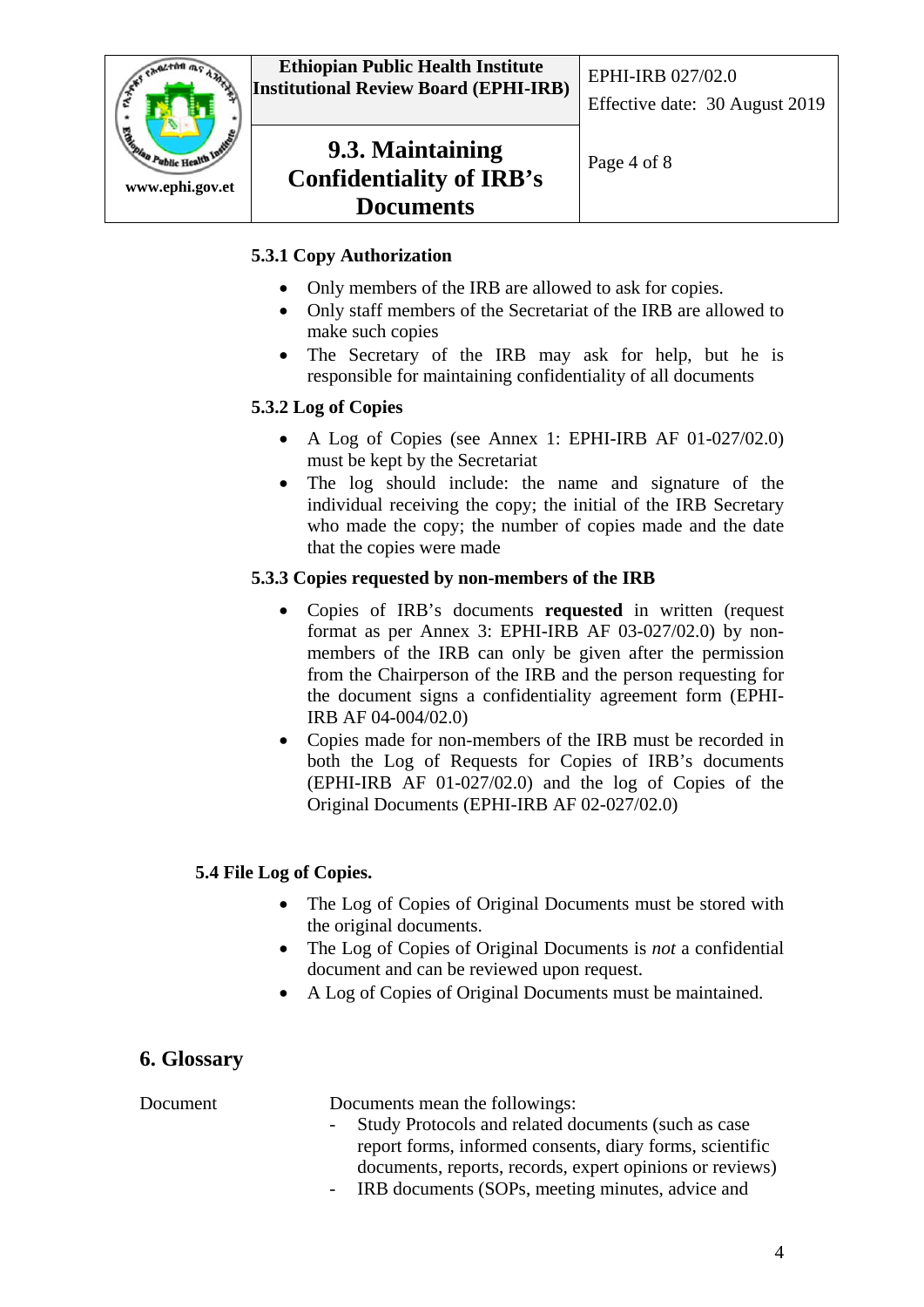#### 5.3.1 Copy Authorization

- Only members of the IRB are allowed to ask for copies.
- Only staff members of the Secretariat of the IRB are allowed to make such copies
- The Secretary of the IRB may ask for help, but he is responsible for maintaining confidentiality of all documents

#### 5.3.2 Log of Copies

- A Log of Copies (see Annex 1: EPHI-IRB AF 01-027/02.0) must be kept by the Secretariat
- The log should include: the name and signature of the individual receiving the copy; the initial of the IRB Secretary who made the copy; the number of copies made and the date that the copies were made

#### 5.3.3 Copies requested by non-members of the IRB

- Copies of IRB's documents **requested** in written (request format as per Annex 3: EPHI-IRB AF 03-027/02.0) by non-members of the IRB can only be given after the permission from the Chairperson of the IRB and the person requesting for the document signs a confidentiality agreement form (EPHI-IRB AF 04-004/02.0)
- Copies made for non-members of the IRB must be recorded in both the Log of Requests for Copies of IRB's documents (EPHI-IRB AF 01-027/02.0) and the log of Copies of the Original Documents (EPHI-IRB AF 02-027/02.0)

### 5.4 File Log of Copies.

- The Log of Copies of Original Documents must be stored with the original documents.
- The Log of Copies of Original Documents is *not* a confidential document and can be reviewed upon request.
- A Log of Copies of Original Documents must be maintained.

## 6. Glossary

Document

Documents mean the followings:

- Study Protocols and related documents (such as case report forms, informed consents, diary forms, scientific documents, reports, records, expert opinions or reviews)
- IRB documents (SOPs, meeting minutes, advice and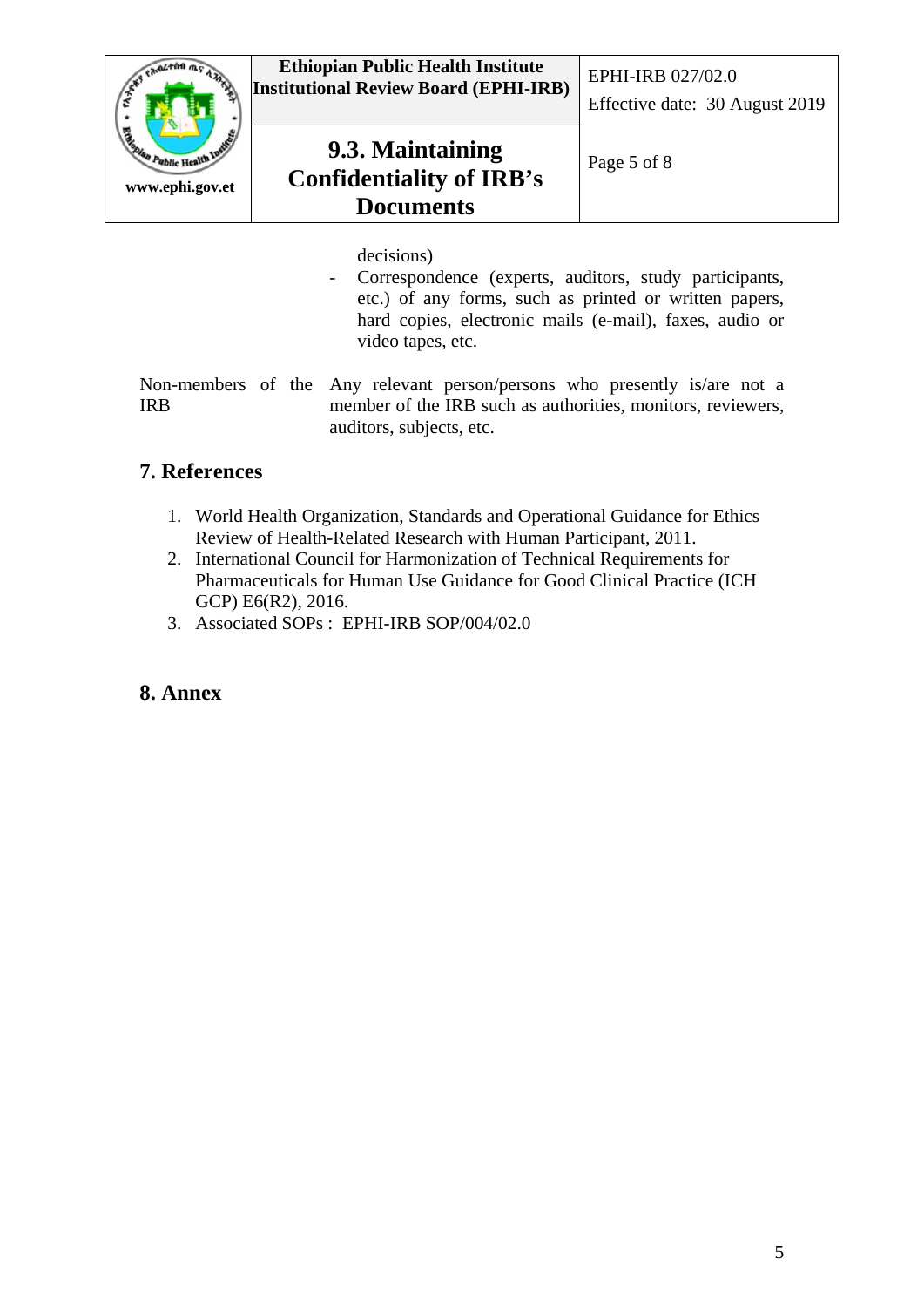decisions)

- Correspondence (experts, auditors, study participants, etc.) of any forms, such as printed or written papers, hard copies, electronic mails (e-mail), faxes, audio or video tapes, etc.

| | |
|---|---|
| Non-members of the IRB | Any relevant person/persons who presently is/are not a member of the IRB such as authorities, monitors, reviewers, auditors, subjects, etc. |

## 7. References

1. World Health Organization, Standards and Operational Guidance for Ethics Review of Health-Related Research with Human Participant, 2011.
2. International Council for Harmonization of Technical Requirements for Pharmaceuticals for Human Use Guidance for Good Clinical Practice (ICH GCP) E6(R2), 2016.
3. Associated SOPs : EPHI-IRB SOP/004/02.0

## 8. Annex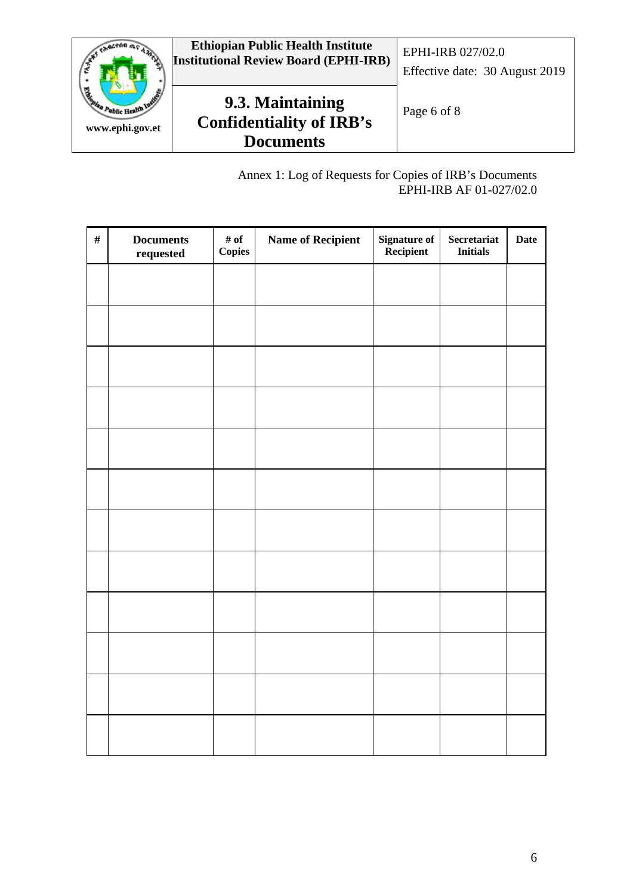Annex 1: Log of Requests for Copies of IRB's Documents
EPHI-IRB AF 01-027/02.0

| # | Documents requested | # of Copies | Name of Recipient | Signature of Recipient | Secretariat Initials | Date |
|---|---|---|---|---|---|---|
| | | | | | | |
| | | | | | | |
| | | | | | | |
| | | | | | | |
| | | | | | | |
| | | | | | | |
| | | | | | | |
| | | | | | | |
| | | | | | | |
| | | | | | | |
| | | | | | | |
| | | | | | | |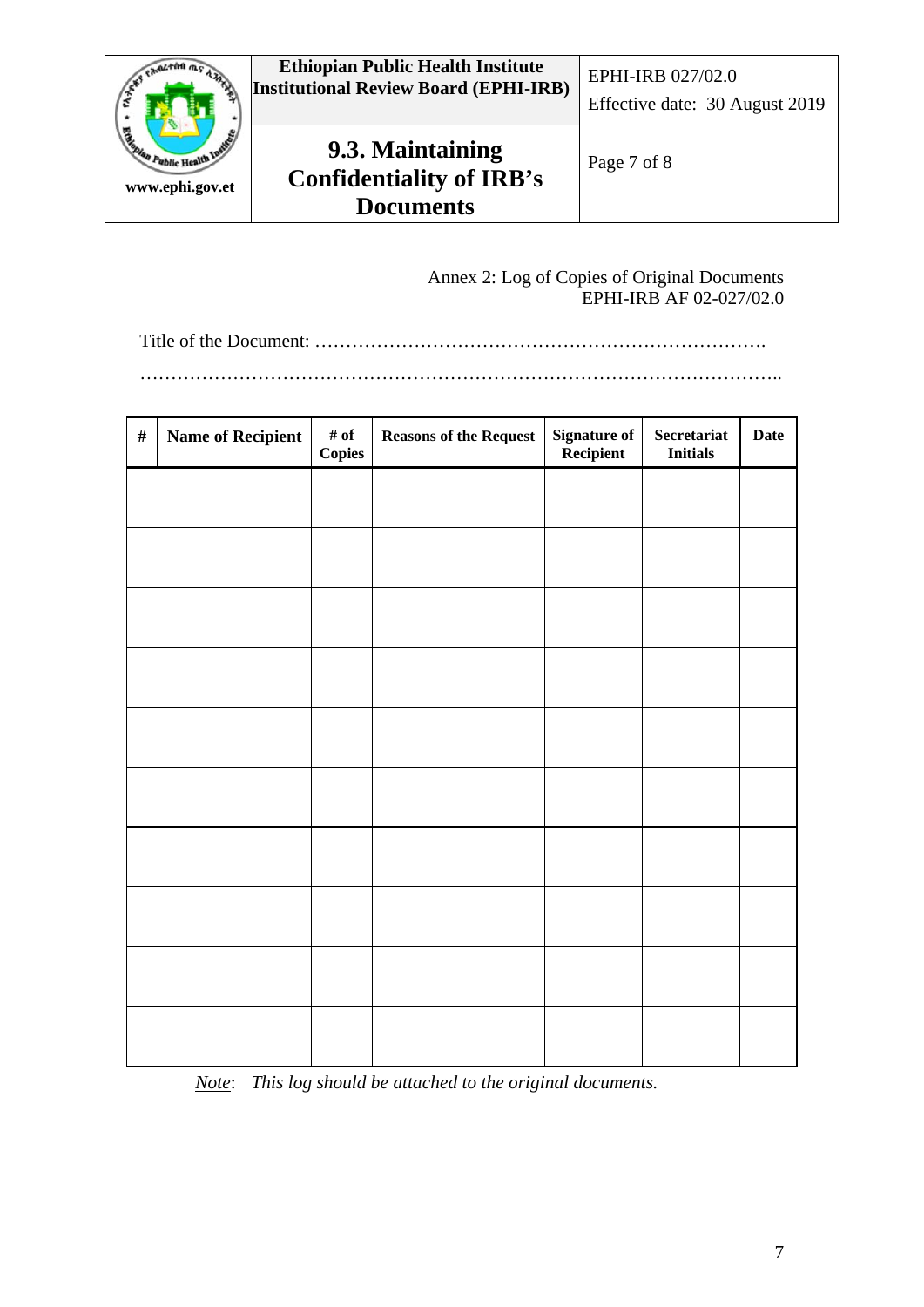Annex 2: Log of Copies of Original Documents
EPHI-IRB AF 02-027/02.0

Title of the Document: ……………………………………………………………….

…………………………………………………………………………………………..

| # | Name of Recipient | # of Copies | Reasons of the Request | Signature of Recipient | Secretariat Initials | Date |
|---|---|---|---|---|---|---|
| | | | | | | |
| | | | | | | |
| | | | | | | |
| | | | | | | |
| | | | | | | |
| | | | | | | |
| | | | | | | |
| | | | | | | |
| | | | | | | |
| | | | | | | |

*Note*: *This log should be attached to the original documents.*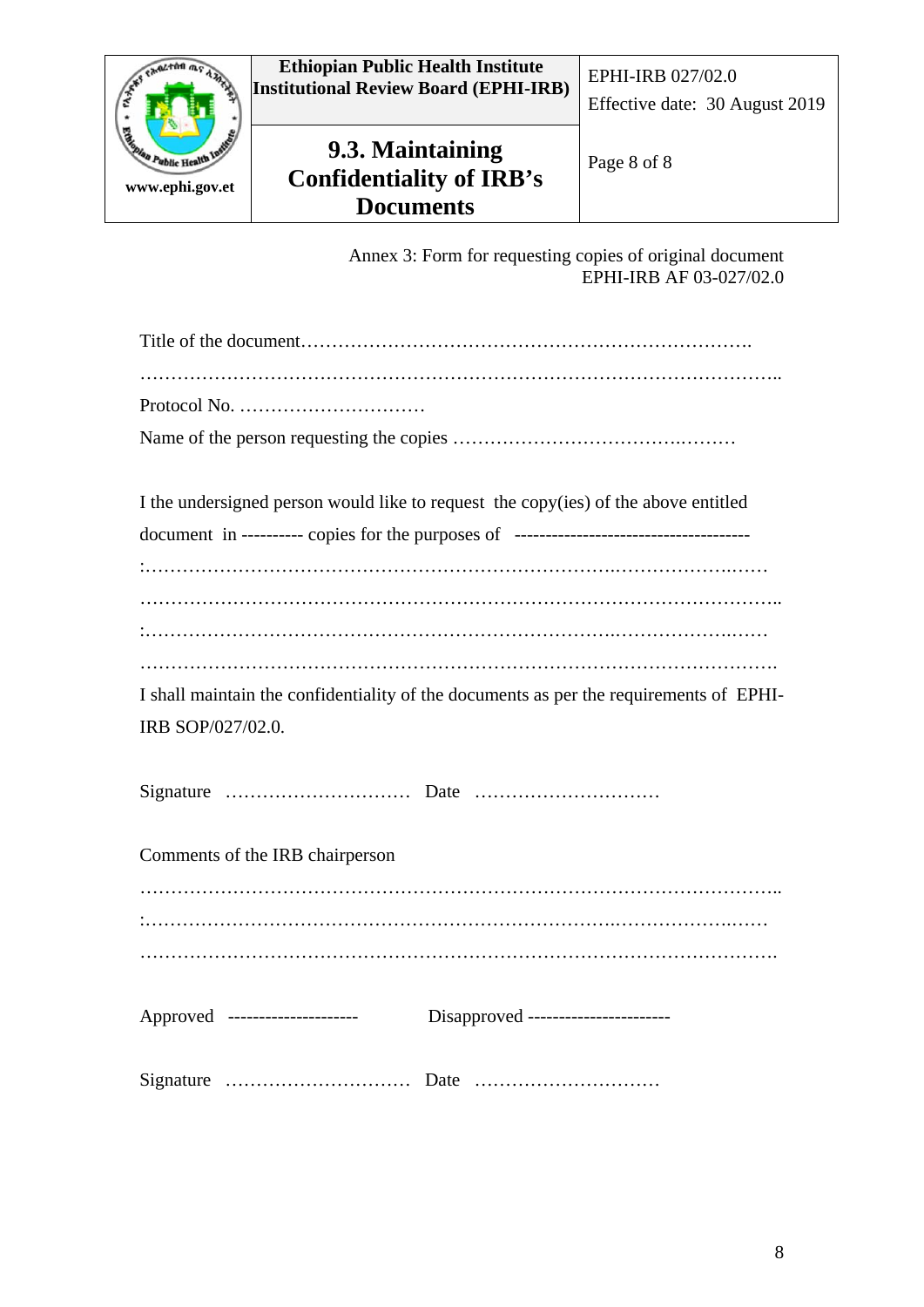Annex 3: Form for requesting copies of original document
EPHI-IRB AF 03-027/02.0

Title of the document……………………………………………………………….
…………………………………………………………………………………………..
Protocol No. …………………………
Name of the person requesting the copies ………………………………..………

I the undersigned person would like to request the copy(ies) of the above entitled document in ---------- copies for the purposes of -------------------------------------
:……………………………………………………………..…………………..……
…………………………………………………………………………………………..
:……………………………………………………………..…………………..……
………………………………………………………………………………………….
I shall maintain the confidentiality of the documents as per the requirements of EPHI-IRB SOP/027/02.0.

Signature ………………………… Date …………………………

Comments of the IRB chairperson
…………………………………………………………………………………………..
:……………………………………………………………..…………………..……
………………………………………………………………………………………….

Approved --------------------- Disapproved ----------------------

Signature ………………………… Date …………………………